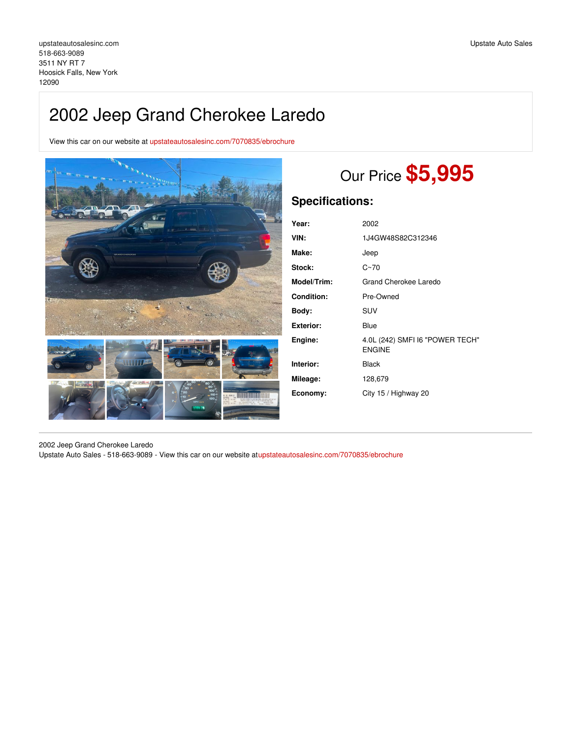upstateautosalesinc.com
518-663-9089
3511 NY RT 7
Hoosick Falls, New York
12090

Upstate Auto Sales

# 2002 Jeep Grand Cherokee Laredo

View this car on our website at upstateautosalesinc.com/7070835/ebrochure

Our Price **$5,995**

## Specifications:

| | |
|---|---|
| **Year:** | 2002 |
| **VIN:** | 1J4GW48S82C312346 |
| **Make:** | Jeep |
| **Stock:** | C~70 |
| **Model/Trim:** | Grand Cherokee Laredo |
| **Condition:** | Pre-Owned |
| **Body:** | SUV |
| **Exterior:** | Blue |
| **Engine:** | 4.0L (242) SMFI I6 "POWER TECH" ENGINE |
| **Interior:** | Black |
| **Mileage:** | 128,679 |
| **Economy:** | City 15 / Highway 20 |

---

2002 Jeep Grand Cherokee Laredo
Upstate Auto Sales - 518-663-9089 - View this car on our website atupstateautosalesinc.com/7070835/ebrochure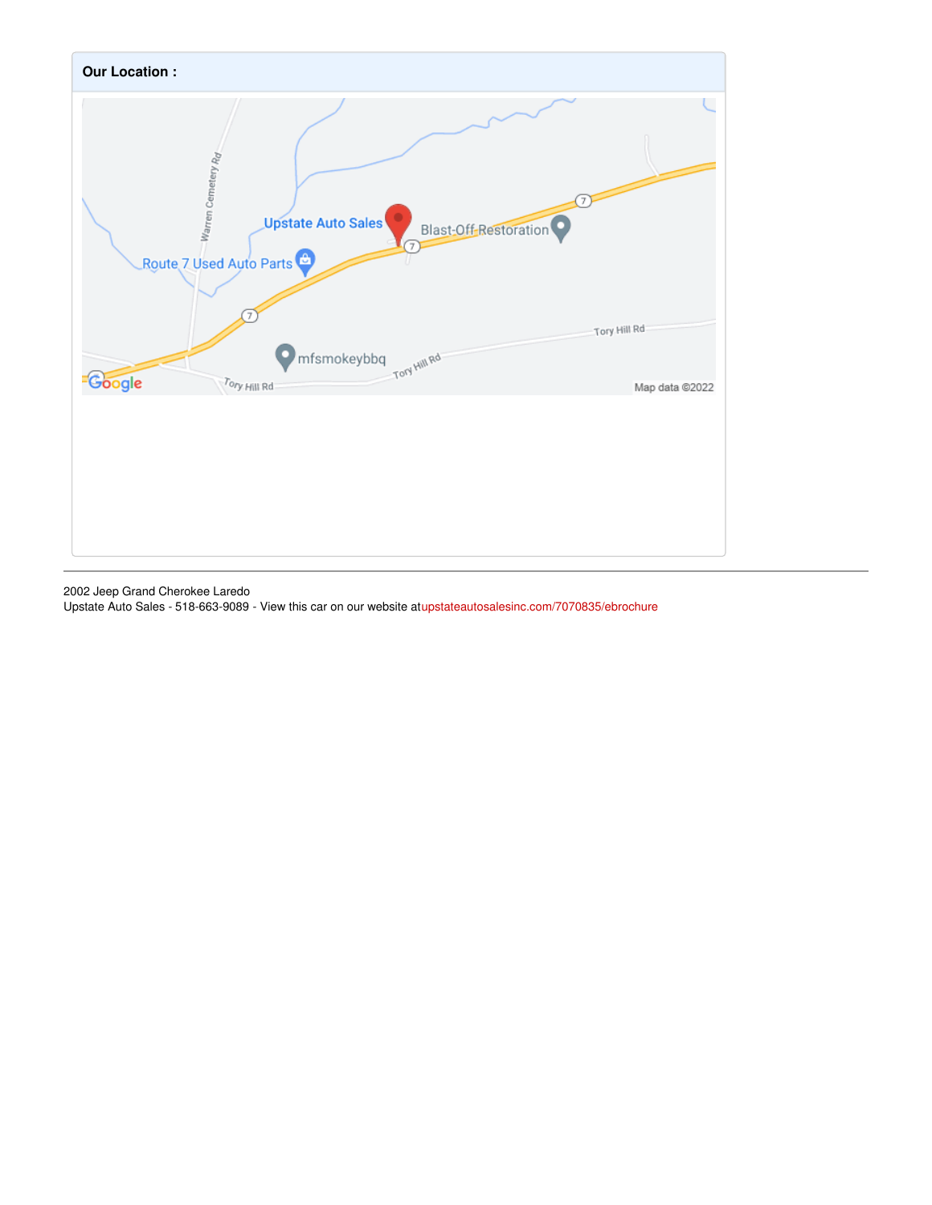**Our Location :**

2002 Jeep Grand Cherokee Laredo
Upstate Auto Sales - 518-663-9089 - View this car on our website atupstateautosalesinc.com/7070835/ebrochure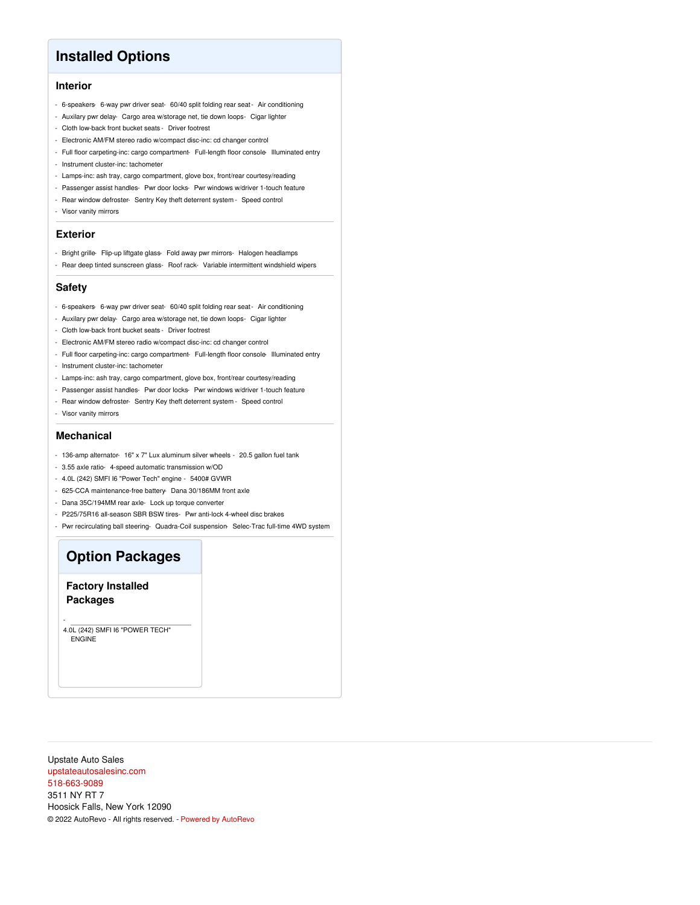# Installed Options

## Interior

- 6-speakers- 6-way pwr driver seat- 60/40 split folding rear seat - Air conditioning
- Auxilary pwr delay- Cargo area w/storage net, tie down loops- Cigar lighter
- Cloth low-back front bucket seats - Driver footrest
- Electronic AM/FM stereo radio w/compact disc-inc: cd changer control
- Full floor carpeting-inc: cargo compartment- Full-length floor console- Illuminated entry
- Instrument cluster-inc: tachometer
- Lamps-inc: ash tray, cargo compartment, glove box, front/rear courtesy/reading
- Passenger assist handles- Pwr door locks- Pwr windows w/driver 1-touch feature
- Rear window defroster- Sentry Key theft deterrent system - Speed control
- Visor vanity mirrors

## Exterior

- Bright grille- Flip-up liftgate glass- Fold away pwr mirrors- Halogen headlamps
- Rear deep tinted sunscreen glass- Roof rack- Variable intermittent windshield wipers

## Safety

- 6-speakers- 6-way pwr driver seat- 60/40 split folding rear seat - Air conditioning
- Auxilary pwr delay- Cargo area w/storage net, tie down loops- Cigar lighter
- Cloth low-back front bucket seats - Driver footrest
- Electronic AM/FM stereo radio w/compact disc-inc: cd changer control
- Full floor carpeting-inc: cargo compartment- Full-length floor console- Illuminated entry
- Instrument cluster-inc: tachometer
- Lamps-inc: ash tray, cargo compartment, glove box, front/rear courtesy/reading
- Passenger assist handles- Pwr door locks- Pwr windows w/driver 1-touch feature
- Rear window defroster- Sentry Key theft deterrent system - Speed control
- Visor vanity mirrors

## Mechanical

- 136-amp alternator- 16" x 7" Lux aluminum silver wheels - 20.5 gallon fuel tank
- 3.55 axle ratio- 4-speed automatic transmission w/OD
- 4.0L (242) SMFI I6 "Power Tech" engine - 5400# GVWR
- 625-CCA maintenance-free battery- Dana 30/186MM front axle
- Dana 35C/194MM rear axle- Lock up torque converter
- P225/75R16 all-season SBR BSW tires- Pwr anti-lock 4-wheel disc brakes
- Pwr recirculating ball steering- Quadra-Coil suspension- Selec-Trac full-time 4WD system

# Option Packages

## Factory Installed Packages

- 4.0L (242) SMFI I6 "POWER TECH" ENGINE

Upstate Auto Sales
upstateautosalesinc.com
518-663-9089
3511 NY RT 7
Hoosick Falls, New York 12090
© 2022 AutoRevo - All rights reserved. - Powered by AutoRevo